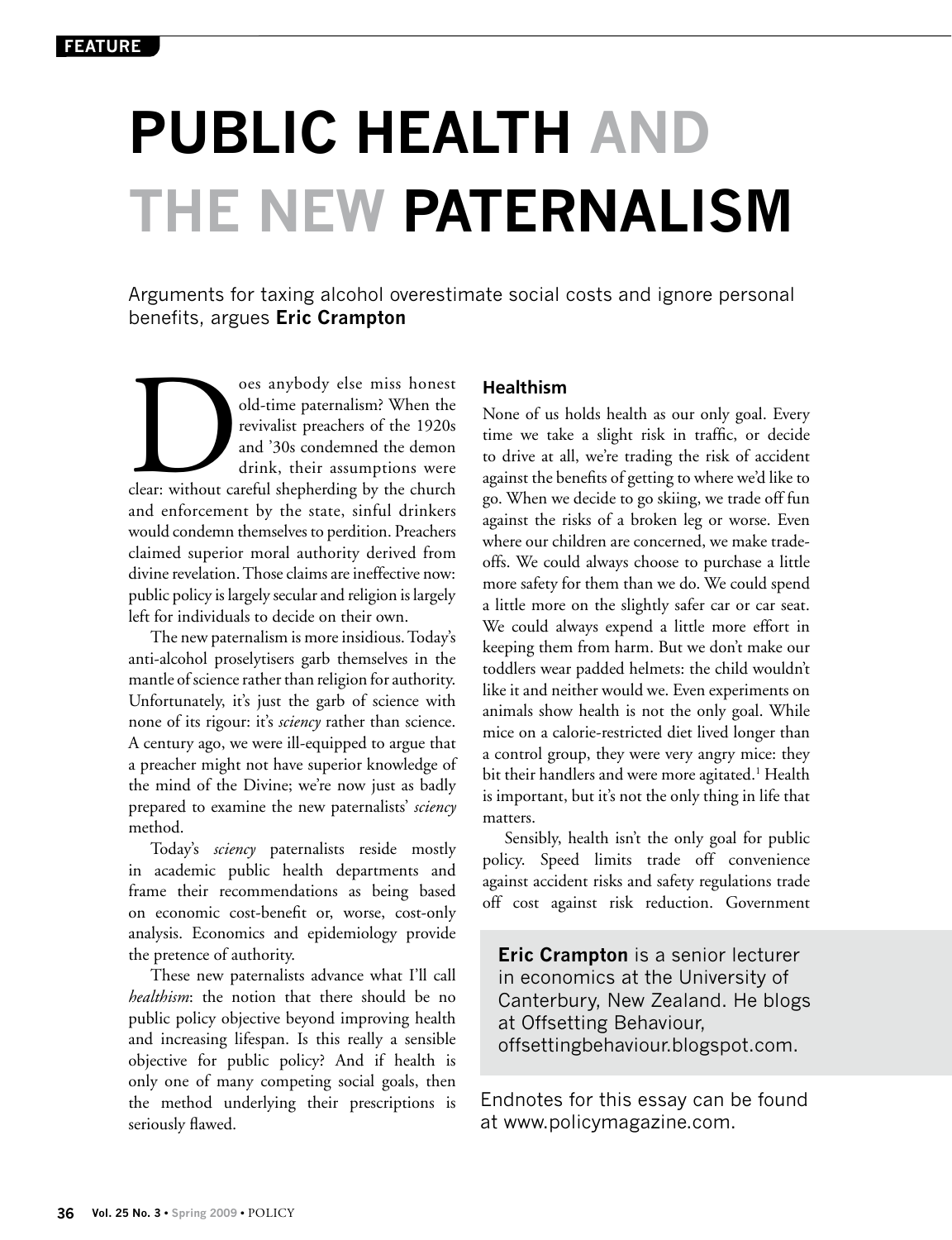FEATURE

# PUBLIC HEALTH AND THE NEW PATERNALISM

Arguments for taxing alcohol overestimate social costs and ignore personal benefits, argues **Eric Crampton**

Does anybody else miss honest old-time paternalism? When the revivalist preachers of the 1920s and '30s condemned the demon drink, their assumptions were clear: without careful shepherding by the church and enforcement by the state, sinful drinkers would condemn themselves to perdition. Preachers claimed superior moral authority derived from divine revelation. Those claims are ineffective now: public policy is largely secular and religion is largely left for individuals to decide on their own.

The new paternalism is more insidious. Today's anti-alcohol proselytisers garb themselves in the mantle of science rather than religion for authority. Unfortunately, it's just the garb of science with none of its rigour: it's *sciency* rather than science. A century ago, we were ill-equipped to argue that a preacher might not have superior knowledge of the mind of the Divine; we're now just as badly prepared to examine the new paternalists' *sciency* method.

Today's *sciency* paternalists reside mostly in academic public health departments and frame their recommendations as being based on economic cost-benefit or, worse, cost-only analysis. Economics and epidemiology provide the pretence of authority.

These new paternalists advance what I'll call *healthism*: the notion that there should be no public policy objective beyond improving health and increasing lifespan. Is this really a sensible objective for public policy? And if health is only one of many competing social goals, then the method underlying their prescriptions is seriously flawed.

### Healthism

None of us holds health as our only goal. Every time we take a slight risk in traffic, or decide to drive at all, we're trading the risk of accident against the benefits of getting to where we'd like to go. When we decide to go skiing, we trade off fun against the risks of a broken leg or worse. Even where our children are concerned, we make trade-offs. We could always choose to purchase a little more safety for them than we do. We could spend a little more on the slightly safer car or car seat. We could always expend a little more effort in keeping them from harm. But we don't make our toddlers wear padded helmets: the child wouldn't like it and neither would we. Even experiments on animals show health is not the only goal. While mice on a calorie-restricted diet lived longer than a control group, they were very angry mice: they bit their handlers and were more agitated.[1] Health is important, but it's not the only thing in life that matters.

Sensibly, health isn't the only goal for public policy. Speed limits trade off convenience against accident risks and safety regulations trade off cost against risk reduction. Government

**Eric Crampton** is a senior lecturer in economics at the University of Canterbury, New Zealand. He blogs at Offsetting Behaviour, offsettingbehaviour.blogspot.com.

Endnotes for this essay can be found at www.policymagazine.com.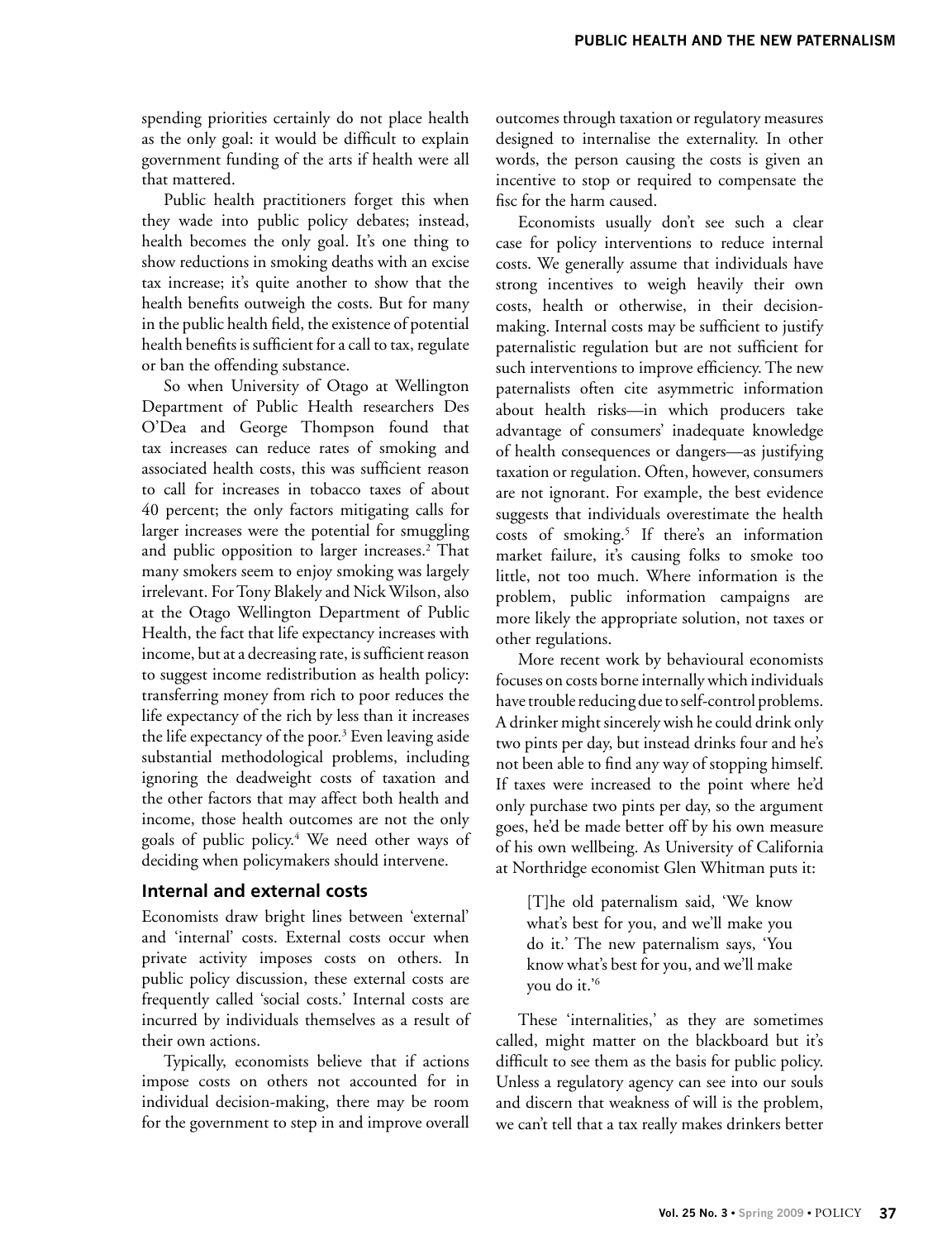spending priorities certainly do not place health as the only goal: it would be difficult to explain government funding of the arts if health were all that mattered.

Public health practitioners forget this when they wade into public policy debates; instead, health becomes the only goal. It's one thing to show reductions in smoking deaths with an excise tax increase; it's quite another to show that the health benefits outweigh the costs. But for many in the public health field, the existence of potential health benefits is sufficient for a call to tax, regulate or ban the offending substance.

So when University of Otago at Wellington Department of Public Health researchers Des O'Dea and George Thompson found that tax increases can reduce rates of smoking and associated health costs, this was sufficient reason to call for increases in tobacco taxes of about 40 percent; the only factors mitigating calls for larger increases were the potential for smuggling and public opposition to larger increases.[2] That many smokers seem to enjoy smoking was largely irrelevant. For Tony Blakely and Nick Wilson, also at the Otago Wellington Department of Public Health, the fact that life expectancy increases with income, but at a decreasing rate, is sufficient reason to suggest income redistribution as health policy: transferring money from rich to poor reduces the life expectancy of the rich by less than it increases the life expectancy of the poor.[3] Even leaving aside substantial methodological problems, including ignoring the deadweight costs of taxation and the other factors that may affect both health and income, those health outcomes are not the only goals of public policy.[4] We need other ways of deciding when policymakers should intervene.

## Internal and external costs

Economists draw bright lines between 'external' and 'internal' costs. External costs occur when private activity imposes costs on others. In public policy discussion, these external costs are frequently called 'social costs.' Internal costs are incurred by individuals themselves as a result of their own actions.

Typically, economists believe that if actions impose costs on others not accounted for in individual decision-making, there may be room for the government to step in and improve overall outcomes through taxation or regulatory measures designed to internalise the externality. In other words, the person causing the costs is given an incentive to stop or required to compensate the fisc for the harm caused.

Economists usually don't see such a clear case for policy interventions to reduce internal costs. We generally assume that individuals have strong incentives to weigh heavily their own costs, health or otherwise, in their decision-making. Internal costs may be sufficient to justify paternalistic regulation but are not sufficient for such interventions to improve efficiency. The new paternalists often cite asymmetric information about health risks—in which producers take advantage of consumers' inadequate knowledge of health consequences or dangers—as justifying taxation or regulation. Often, however, consumers are not ignorant. For example, the best evidence suggests that individuals overestimate the health costs of smoking.[5] If there's an information market failure, it's causing folks to smoke too little, not too much. Where information is the problem, public information campaigns are more likely the appropriate solution, not taxes or other regulations.

More recent work by behavioural economists focuses on costs borne internally which individuals have trouble reducing due to self-control problems. A drinker might sincerely wish he could drink only two pints per day, but instead drinks four and he's not been able to find any way of stopping himself. If taxes were increased to the point where he'd only purchase two pints per day, so the argument goes, he'd be made better off by his own measure of his own wellbeing. As University of California at Northridge economist Glen Whitman puts it:

> [T]he old paternalism said, 'We know what's best for you, and we'll make you do it.' The new paternalism says, 'You know what's best for you, and we'll make you do it.'[6]

These 'internalities,' as they are sometimes called, might matter on the blackboard but it's difficult to see them as the basis for public policy. Unless a regulatory agency can see into our souls and discern that weakness of will is the problem, we can't tell that a tax really makes drinkers better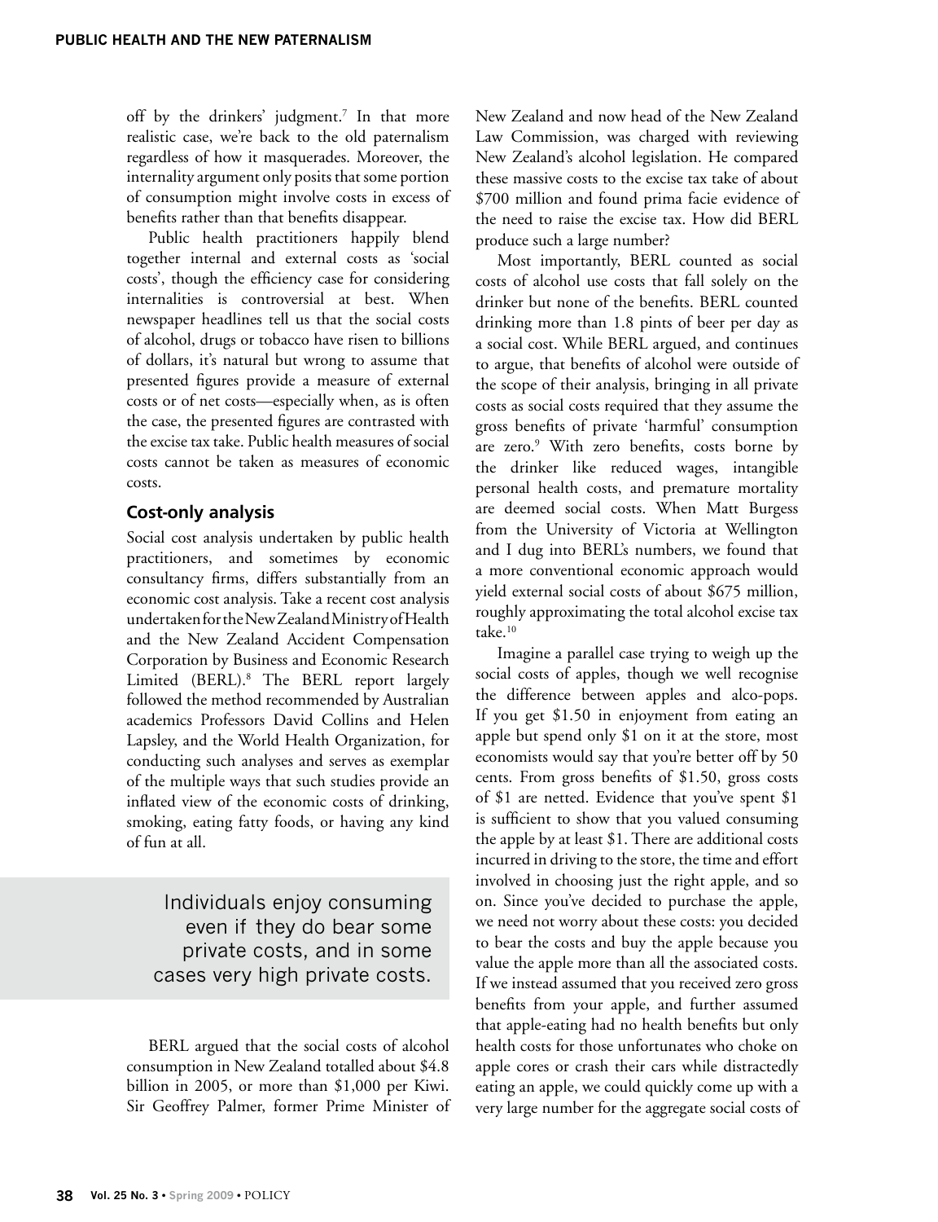off by the drinkers' judgment.[7] In that more realistic case, we're back to the old paternalism regardless of how it masquerades. Moreover, the internality argument only posits that some portion of consumption might involve costs in excess of benefits rather than that benefits disappear.

Public health practitioners happily blend together internal and external costs as 'social costs', though the efficiency case for considering internalities is controversial at best. When newspaper headlines tell us that the social costs of alcohol, drugs or tobacco have risen to billions of dollars, it's natural but wrong to assume that presented figures provide a measure of external costs or of net costs—especially when, as is often the case, the presented figures are contrasted with the excise tax take. Public health measures of social costs cannot be taken as measures of economic costs.

### Cost-only analysis

Social cost analysis undertaken by public health practitioners, and sometimes by economic consultancy firms, differs substantially from an economic cost analysis. Take a recent cost analysis undertaken for the New Zealand Ministry of Health and the New Zealand Accident Compensation Corporation by Business and Economic Research Limited (BERL).[8] The BERL report largely followed the method recommended by Australian academics Professors David Collins and Helen Lapsley, and the World Health Organization, for conducting such analyses and serves as exemplar of the multiple ways that such studies provide an inflated view of the economic costs of drinking, smoking, eating fatty foods, or having any kind of fun at all.

> Individuals enjoy consuming even if they do bear some private costs, and in some cases very high private costs.

BERL argued that the social costs of alcohol consumption in New Zealand totalled about $4.8 billion in 2005, or more than $1,000 per Kiwi. Sir Geoffrey Palmer, former Prime Minister of New Zealand and now head of the New Zealand Law Commission, was charged with reviewing New Zealand's alcohol legislation. He compared these massive costs to the excise tax take of about $700 million and found prima facie evidence of the need to raise the excise tax. How did BERL produce such a large number?

Most importantly, BERL counted as social costs of alcohol use costs that fall solely on the drinker but none of the benefits. BERL counted drinking more than 1.8 pints of beer per day as a social cost. While BERL argued, and continues to argue, that benefits of alcohol were outside of the scope of their analysis, bringing in all private costs as social costs required that they assume the gross benefits of private 'harmful' consumption are zero.[9] With zero benefits, costs borne by the drinker like reduced wages, intangible personal health costs, and premature mortality are deemed social costs. When Matt Burgess from the University of Victoria at Wellington and I dug into BERL's numbers, we found that a more conventional economic approach would yield external social costs of about $675 million, roughly approximating the total alcohol excise tax take.[10]

Imagine a parallel case trying to weigh up the social costs of apples, though we well recognise the difference between apples and alco-pops. If you get $1.50 in enjoyment from eating an apple but spend only $1 on it at the store, most economists would say that you're better off by 50 cents. From gross benefits of $1.50, gross costs of $1 are netted. Evidence that you've spent $1 is sufficient to show that you valued consuming the apple by at least $1. There are additional costs incurred in driving to the store, the time and effort involved in choosing just the right apple, and so on. Since you've decided to purchase the apple, we need not worry about these costs: you decided to bear the costs and buy the apple because you value the apple more than all the associated costs. If we instead assumed that you received zero gross benefits from your apple, and further assumed that apple-eating had no health benefits but only health costs for those unfortunates who choke on apple cores or crash their cars while distractedly eating an apple, we could quickly come up with a very large number for the aggregate social costs of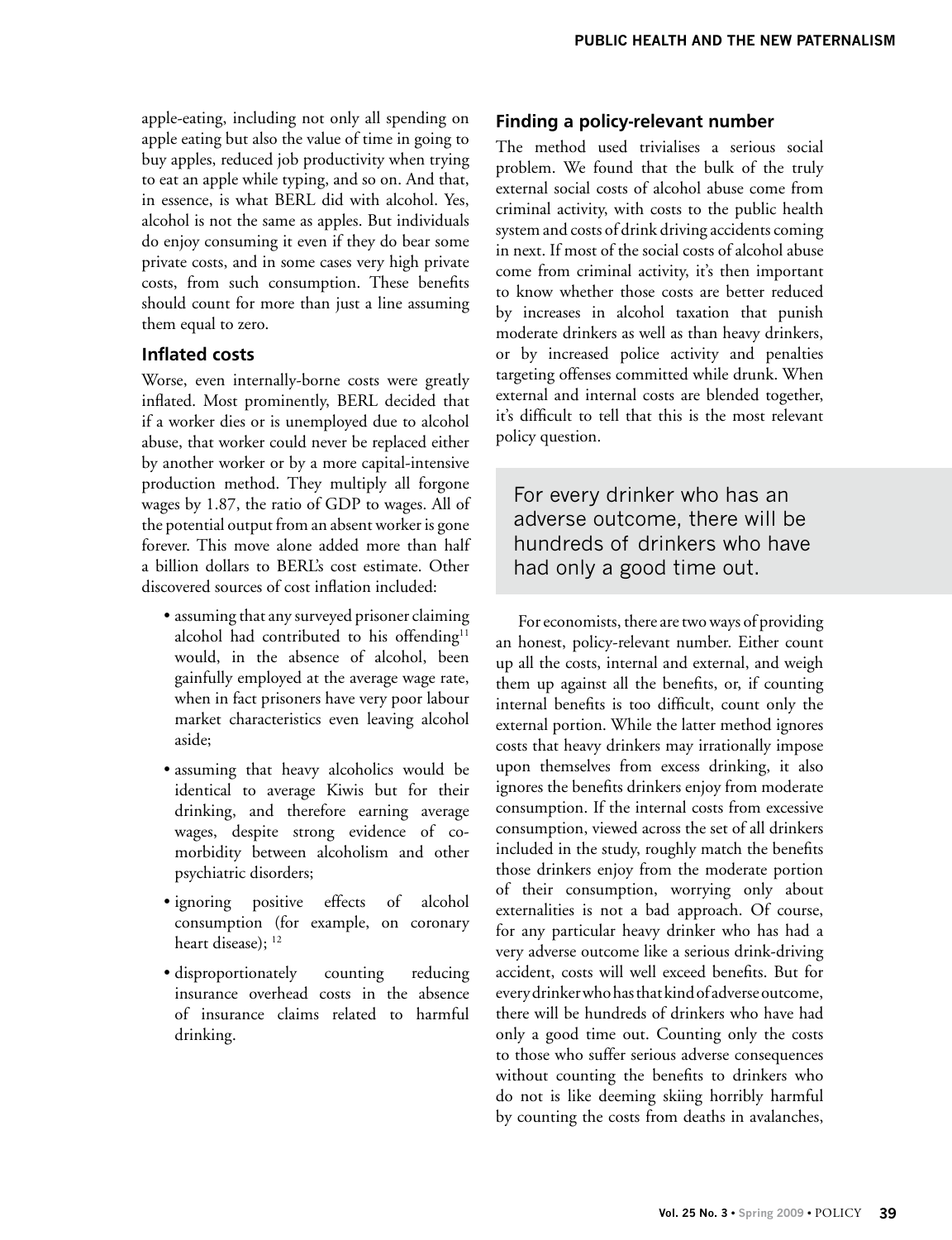apple-eating, including not only all spending on apple eating but also the value of time in going to buy apples, reduced job productivity when trying to eat an apple while typing, and so on. And that, in essence, is what BERL did with alcohol. Yes, alcohol is not the same as apples. But individuals do enjoy consuming it even if they do bear some private costs, and in some cases very high private costs, from such consumption. These benefits should count for more than just a line assuming them equal to zero.

### Inflated costs

Worse, even internally-borne costs were greatly inflated. Most prominently, BERL decided that if a worker dies or is unemployed due to alcohol abuse, that worker could never be replaced either by another worker or by a more capital-intensive production method. They multiply all forgone wages by 1.87, the ratio of GDP to wages. All of the potential output from an absent worker is gone forever. This move alone added more than half a billion dollars to BERL's cost estimate. Other discovered sources of cost inflation included:

- assuming that any surveyed prisoner claiming alcohol had contributed to his offending[11] would, in the absence of alcohol, been gainfully employed at the average wage rate, when in fact prisoners have very poor labour market characteristics even leaving alcohol aside;
- assuming that heavy alcoholics would be identical to average Kiwis but for their drinking, and therefore earning average wages, despite strong evidence of co-morbidity between alcoholism and other psychiatric disorders;
- ignoring positive effects of alcohol consumption (for example, on coronary heart disease); [12]
- disproportionately counting reducing insurance overhead costs in the absence of insurance claims related to harmful drinking.

### Finding a policy-relevant number

The method used trivialises a serious social problem. We found that the bulk of the truly external social costs of alcohol abuse come from criminal activity, with costs to the public health system and costs of drink driving accidents coming in next. If most of the social costs of alcohol abuse come from criminal activity, it's then important to know whether those costs are better reduced by increases in alcohol taxation that punish moderate drinkers as well as than heavy drinkers, or by increased police activity and penalties targeting offenses committed while drunk. When external and internal costs are blended together, it's difficult to tell that this is the most relevant policy question.

> For every drinker who has an adverse outcome, there will be hundreds of drinkers who have had only a good time out.

For economists, there are two ways of providing an honest, policy-relevant number. Either count up all the costs, internal and external, and weigh them up against all the benefits, or, if counting internal benefits is too difficult, count only the external portion. While the latter method ignores costs that heavy drinkers may irrationally impose upon themselves from excess drinking, it also ignores the benefits drinkers enjoy from moderate consumption. If the internal costs from excessive consumption, viewed across the set of all drinkers included in the study, roughly match the benefits those drinkers enjoy from the moderate portion of their consumption, worrying only about externalities is not a bad approach. Of course, for any particular heavy drinker who has had a very adverse outcome like a serious drink-driving accident, costs will well exceed benefits. But for every drinker who has that kind of adverse outcome, there will be hundreds of drinkers who have had only a good time out. Counting only the costs to those who suffer serious adverse consequences without counting the benefits to drinkers who do not is like deeming skiing horribly harmful by counting the costs from deaths in avalanches,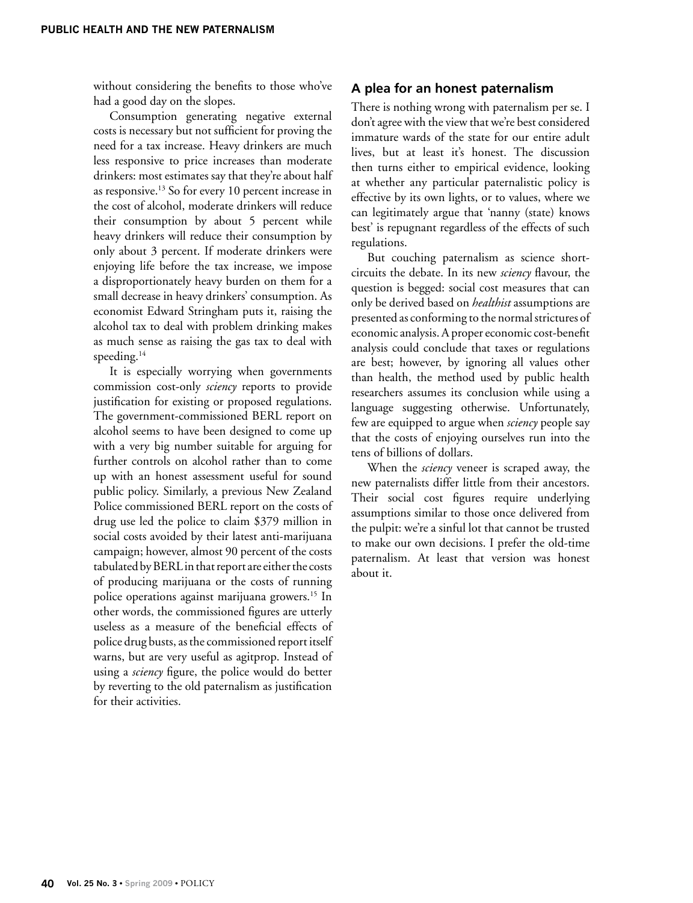without considering the benefits to those who've had a good day on the slopes.

Consumption generating negative external costs is necessary but not sufficient for proving the need for a tax increase. Heavy drinkers are much less responsive to price increases than moderate drinkers: most estimates say that they're about half as responsive.[13] So for every 10 percent increase in the cost of alcohol, moderate drinkers will reduce their consumption by about 5 percent while heavy drinkers will reduce their consumption by only about 3 percent. If moderate drinkers were enjoying life before the tax increase, we impose a disproportionately heavy burden on them for a small decrease in heavy drinkers' consumption. As economist Edward Stringham puts it, raising the alcohol tax to deal with problem drinking makes as much sense as raising the gas tax to deal with speeding.[14]

It is especially worrying when governments commission cost-only *sciency* reports to provide justification for existing or proposed regulations. The government-commissioned BERL report on alcohol seems to have been designed to come up with a very big number suitable for arguing for further controls on alcohol rather than to come up with an honest assessment useful for sound public policy. Similarly, a previous New Zealand Police commissioned BERL report on the costs of drug use led the police to claim $379 million in social costs avoided by their latest anti-marijuana campaign; however, almost 90 percent of the costs tabulated by BERL in that report are either the costs of producing marijuana or the costs of running police operations against marijuana growers.[15] In other words, the commissioned figures are utterly useless as a measure of the beneficial effects of police drug busts, as the commissioned report itself warns, but are very useful as agitprop. Instead of using a *sciency* figure, the police would do better by reverting to the old paternalism as justification for their activities.

## A plea for an honest paternalism

There is nothing wrong with paternalism per se. I don't agree with the view that we're best considered immature wards of the state for our entire adult lives, but at least it's honest. The discussion then turns either to empirical evidence, looking at whether any particular paternalistic policy is effective by its own lights, or to values, where we can legitimately argue that 'nanny (state) knows best' is repugnant regardless of the effects of such regulations.

But couching paternalism as science short-circuits the debate. In its new *sciency* flavour, the question is begged: social cost measures that can only be derived based on *healthist* assumptions are presented as conforming to the normal strictures of economic analysis. A proper economic cost-benefit analysis could conclude that taxes or regulations are best; however, by ignoring all values other than health, the method used by public health researchers assumes its conclusion while using a language suggesting otherwise. Unfortunately, few are equipped to argue when *sciency* people say that the costs of enjoying ourselves run into the tens of billions of dollars.

When the *sciency* veneer is scraped away, the new paternalists differ little from their ancestors. Their social cost figures require underlying assumptions similar to those once delivered from the pulpit: we're a sinful lot that cannot be trusted to make our own decisions. I prefer the old-time paternalism. At least that version was honest about it.